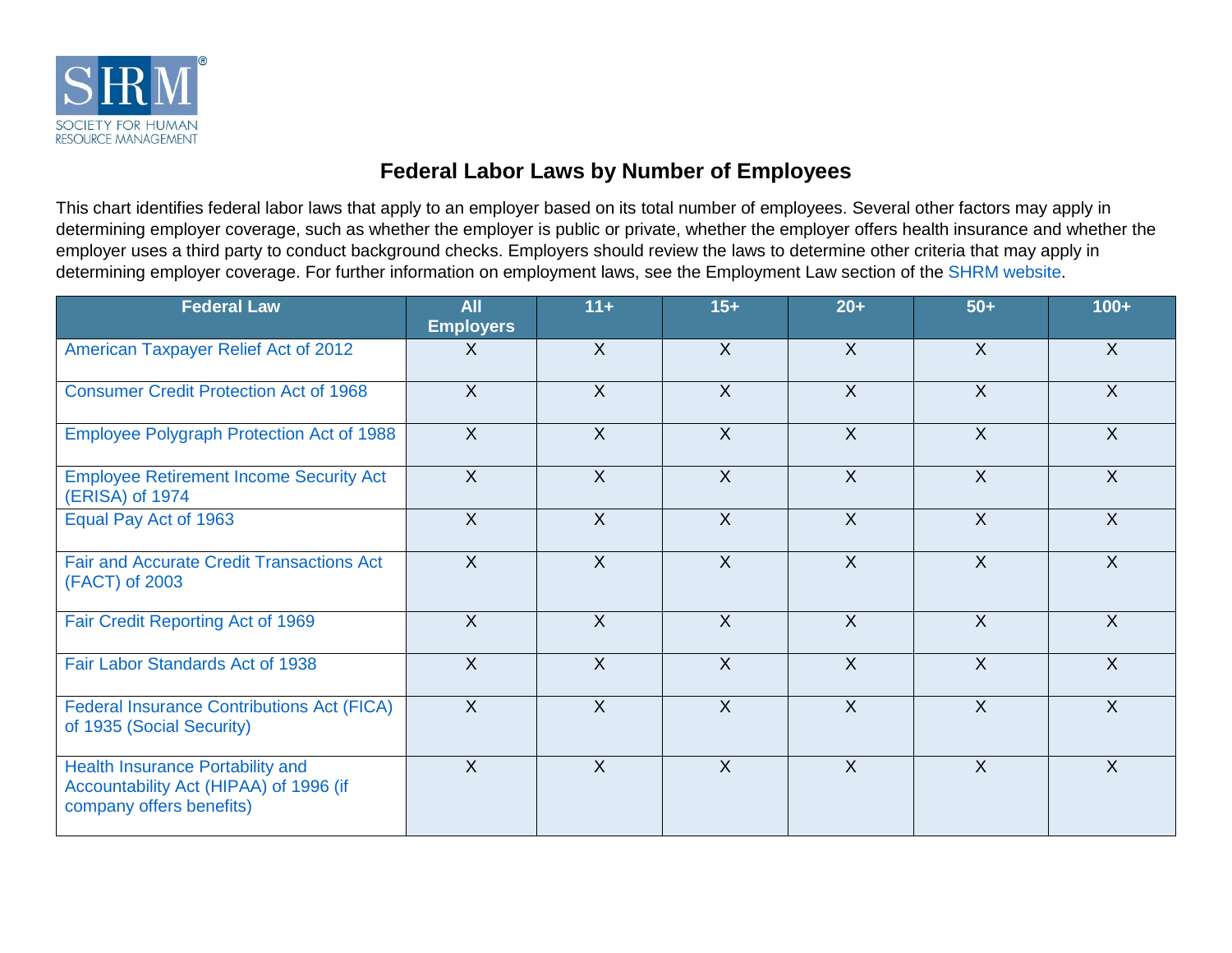# Federal Labor Laws by Number of Employees

This chart identifies federal labor laws that apply to an employer based on its total number of employees. Several other factors may apply in determining employer coverage, such as whether the employer is public or private, whether the employer offers health insurance and whether the employer uses a third party to conduct background checks. Employers should review the laws to determine other criteria that may apply in determining employer coverage. For further information on employment laws, see the Employment Law section of the SHRM website.

| Federal Law | All Employers | 11+ | 15+ | 20+ | 50+ | 100+ |
|---|---|---|---|---|---|---|
| American Taxpayer Relief Act of 2012 | X | X | X | X | X | X |
| Consumer Credit Protection Act of 1968 | X | X | X | X | X | X |
| Employee Polygraph Protection Act of 1988 | X | X | X | X | X | X |
| Employee Retirement Income Security Act (ERISA) of 1974 | X | X | X | X | X | X |
| Equal Pay Act of 1963 | X | X | X | X | X | X |
| Fair and Accurate Credit Transactions Act (FACT) of 2003 | X | X | X | X | X | X |
| Fair Credit Reporting Act of 1969 | X | X | X | X | X | X |
| Fair Labor Standards Act of 1938 | X | X | X | X | X | X |
| Federal Insurance Contributions Act (FICA) of 1935 (Social Security) | X | X | X | X | X | X |
| Health Insurance Portability and Accountability Act (HIPAA) of 1996 (if company offers benefits) | X | X | X | X | X | X |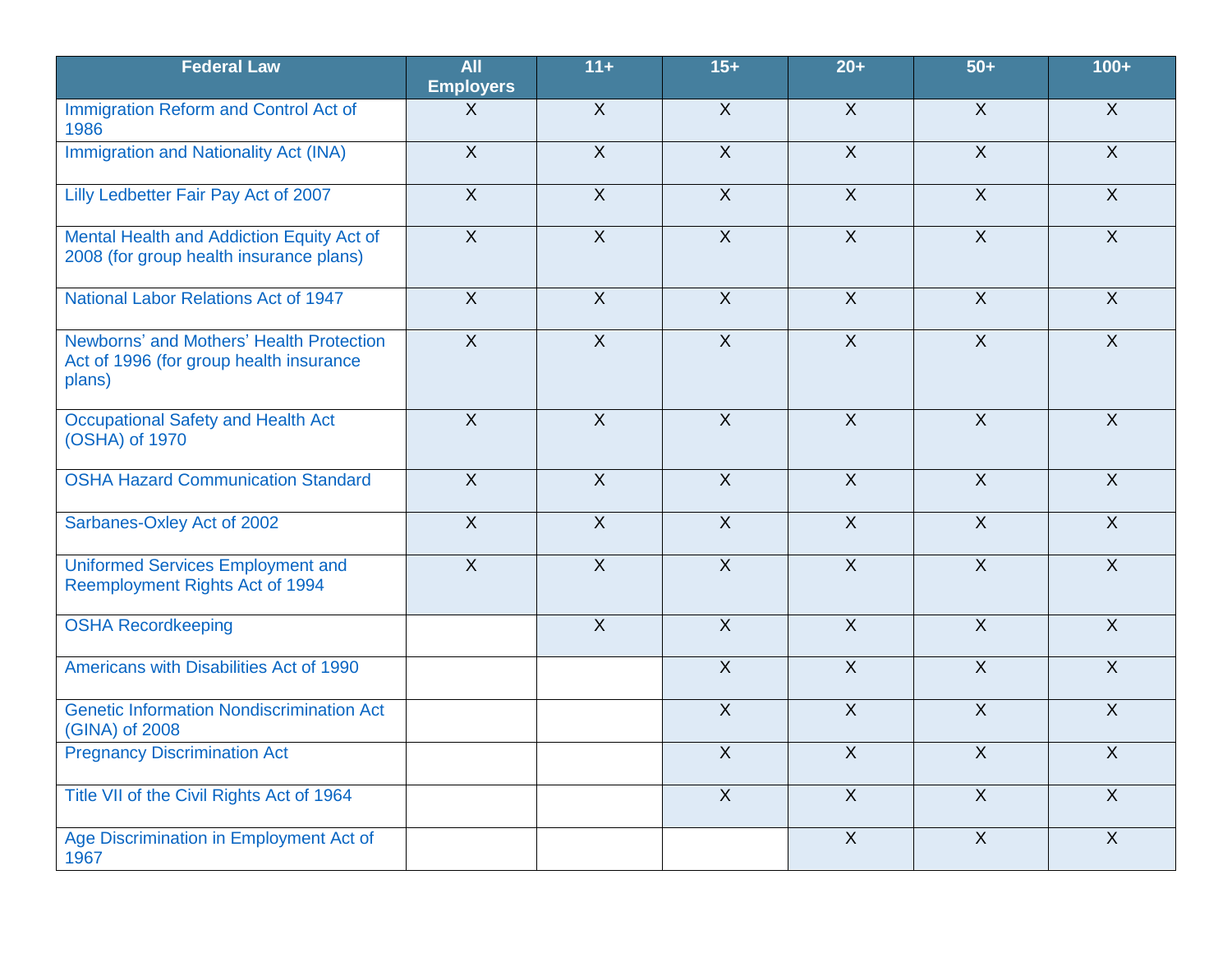| Federal Law | All Employers | 11+ | 15+ | 20+ | 50+ | 100+ |
|---|---|---|---|---|---|---|
| Immigration Reform and Control Act of 1986 | X | X | X | X | X | X |
| Immigration and Nationality Act (INA) | X | X | X | X | X | X |
| Lilly Ledbetter Fair Pay Act of 2007 | X | X | X | X | X | X |
| Mental Health and Addiction Equity Act of 2008 (for group health insurance plans) | X | X | X | X | X | X |
| National Labor Relations Act of 1947 | X | X | X | X | X | X |
| Newborns' and Mothers' Health Protection Act of 1996 (for group health insurance plans) | X | X | X | X | X | X |
| Occupational Safety and Health Act (OSHA) of 1970 | X | X | X | X | X | X |
| OSHA Hazard Communication Standard | X | X | X | X | X | X |
| Sarbanes-Oxley Act of 2002 | X | X | X | X | X | X |
| Uniformed Services Employment and Reemployment Rights Act of 1994 | X | X | X | X | X | X |
| OSHA Recordkeeping | | X | X | X | X | X |
| Americans with Disabilities Act of 1990 | | | X | X | X | X |
| Genetic Information Nondiscrimination Act (GINA) of 2008 | | | X | X | X | X |
| Pregnancy Discrimination Act | | | X | X | X | X |
| Title VII of the Civil Rights Act of 1964 | | | X | X | X | X |
| Age Discrimination in Employment Act of 1967 | | | | X | X | X |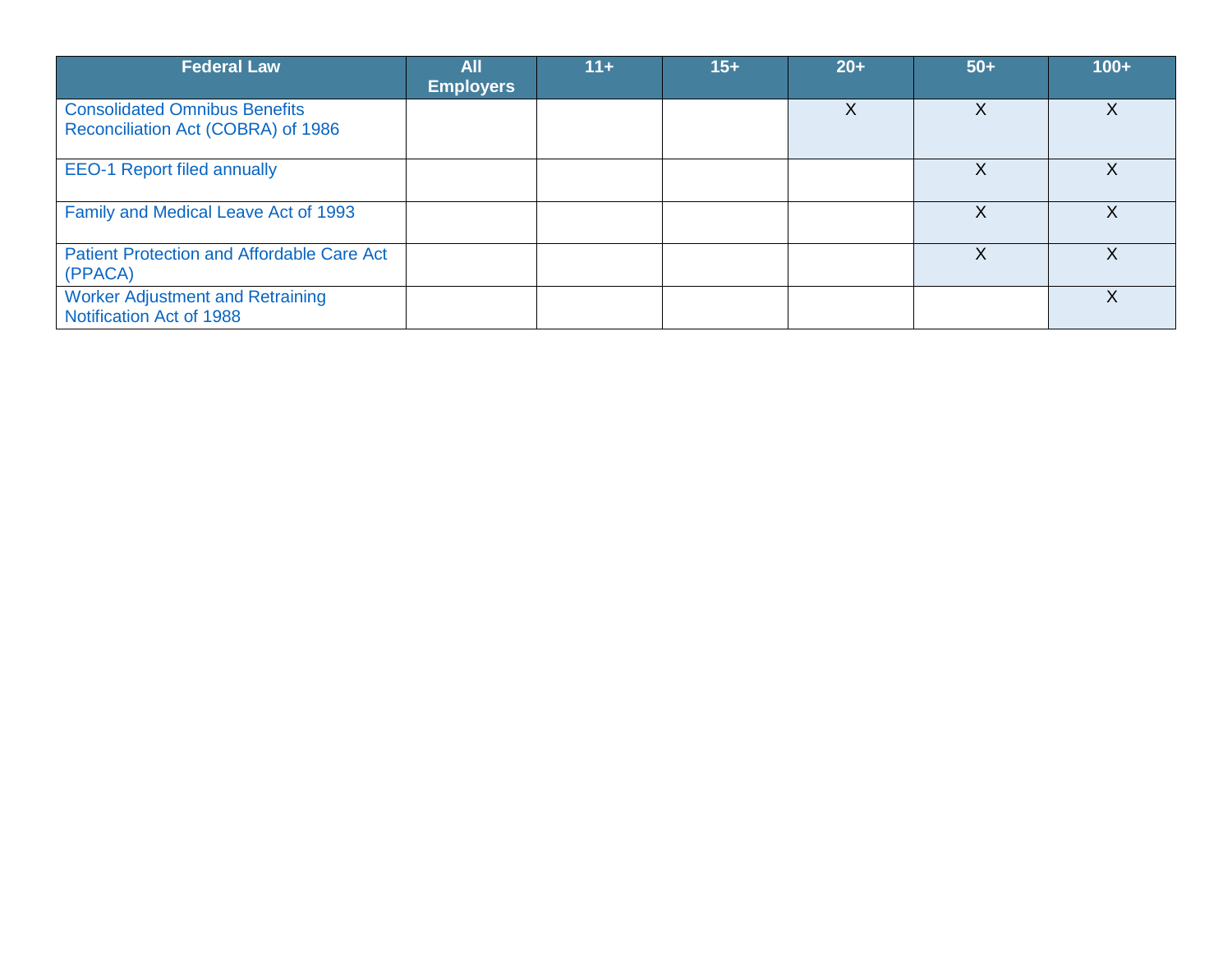| Federal Law | All Employers | 11+ | 15+ | 20+ | 50+ | 100+ |
|---|---|---|---|---|---|---|
| Consolidated Omnibus Benefits Reconciliation Act (COBRA) of 1986 | | | | X | X | X |
| EEO-1 Report filed annually | | | | | X | X |
| Family and Medical Leave Act of 1993 | | | | | X | X |
| Patient Protection and Affordable Care Act (PPACA) | | | | | X | X |
| Worker Adjustment and Retraining Notification Act of 1988 | | | | | | X |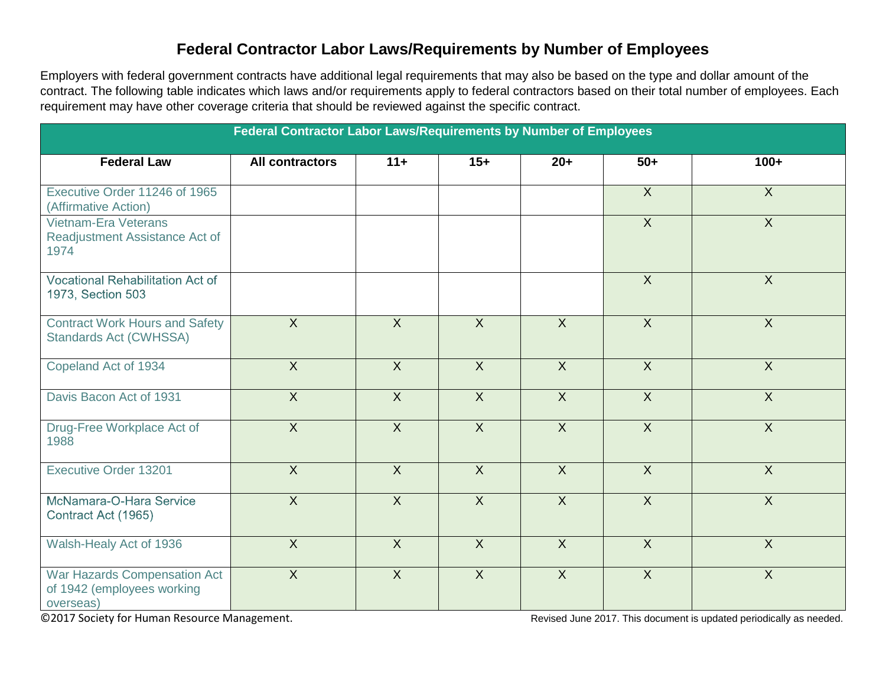# Federal Contractor Labor Laws/Requirements by Number of Employees

Employers with federal government contracts have additional legal requirements that may also be based on the type and dollar amount of the contract. The following table indicates which laws and/or requirements apply to federal contractors based on their total number of employees. Each requirement may have other coverage criteria that should be reviewed against the specific contract.

| Federal Contractor Labor Laws/Requirements by Number of Employees | | | | | | |
|---|---|---|---|---|---|---|
| **Federal Law** | **All contractors** | **11+** | **15+** | **20+** | **50+** | **100+** |
| Executive Order 11246 of 1965 (Affirmative Action) | | | | | X | X |
| Vietnam-Era Veterans Readjustment Assistance Act of 1974 | | | | | X | X |
| Vocational Rehabilitation Act of 1973, Section 503 | | | | | X | X |
| Contract Work Hours and Safety Standards Act (CWHSSA) | X | X | X | X | X | X |
| Copeland Act of 1934 | X | X | X | X | X | X |
| Davis Bacon Act of 1931 | X | X | X | X | X | X |
| Drug-Free Workplace Act of 1988 | X | X | X | X | X | X |
| Executive Order 13201 | X | X | X | X | X | X |
| McNamara-O-Hara Service Contract Act (1965) | X | X | X | X | X | X |
| Walsh-Healy Act of 1936 | X | X | X | X | X | X |
| War Hazards Compensation Act of 1942 (employees working overseas) | X | X | X | X | X | X |

©2017 Society for Human Resource Management.

Revised June 2017. This document is updated periodically as needed.